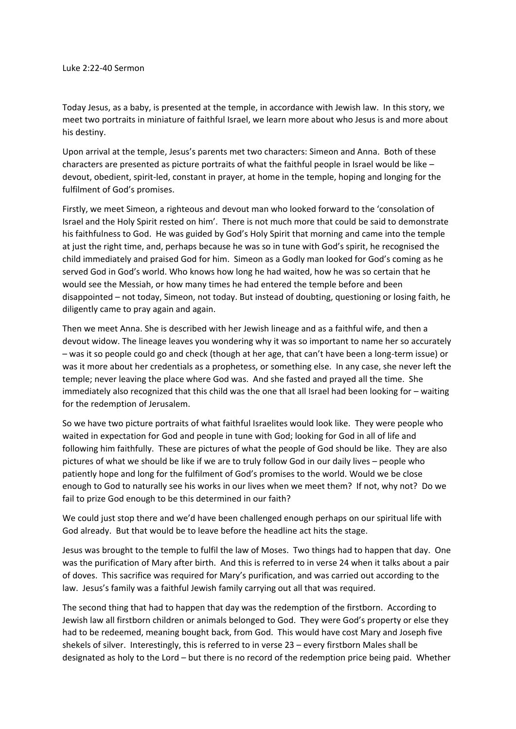Luke 2:22-40 Sermon

Today Jesus, as a baby, is presented at the temple, in accordance with Jewish law. In this story, we meet two portraits in miniature of faithful Israel, we learn more about who Jesus is and more about his destiny.

Upon arrival at the temple, Jesus's parents met two characters: Simeon and Anna. Both of these characters are presented as picture portraits of what the faithful people in Israel would be like – devout, obedient, spirit-led, constant in prayer, at home in the temple, hoping and longing for the fulfilment of God's promises.

Firstly, we meet Simeon, a righteous and devout man who looked forward to the 'consolation of Israel and the Holy Spirit rested on him'. There is not much more that could be said to demonstrate his faithfulness to God. He was guided by God's Holy Spirit that morning and came into the temple at just the right time, and, perhaps because he was so in tune with God's spirit, he recognised the child immediately and praised God for him. Simeon as a Godly man looked for God's coming as he served God in God's world. Who knows how long he had waited, how he was so certain that he would see the Messiah, or how many times he had entered the temple before and been disappointed – not today, Simeon, not today. But instead of doubting, questioning or losing faith, he diligently came to pray again and again.

Then we meet Anna. She is described with her Jewish lineage and as a faithful wife, and then a devout widow. The lineage leaves you wondering why it was so important to name her so accurately – was it so people could go and check (though at her age, that can't have been a long-term issue) or was it more about her credentials as a prophetess, or something else. In any case, she never left the temple; never leaving the place where God was. And she fasted and prayed all the time. She immediately also recognized that this child was the one that all Israel had been looking for – waiting for the redemption of Jerusalem.

So we have two picture portraits of what faithful Israelites would look like. They were people who waited in expectation for God and people in tune with God; looking for God in all of life and following him faithfully. These are pictures of what the people of God should be like. They are also pictures of what we should be like if we are to truly follow God in our daily lives – people who patiently hope and long for the fulfilment of God's promises to the world. Would we be close enough to God to naturally see his works in our lives when we meet them? If not, why not? Do we fail to prize God enough to be this determined in our faith?

We could just stop there and we'd have been challenged enough perhaps on our spiritual life with God already. But that would be to leave before the headline act hits the stage.

Jesus was brought to the temple to fulfil the law of Moses. Two things had to happen that day. One was the purification of Mary after birth. And this is referred to in verse 24 when it talks about a pair of doves. This sacrifice was required for Mary's purification, and was carried out according to the law. Jesus's family was a faithful Jewish family carrying out all that was required.

The second thing that had to happen that day was the redemption of the firstborn. According to Jewish law all firstborn children or animals belonged to God. They were God's property or else they had to be redeemed, meaning bought back, from God. This would have cost Mary and Joseph five shekels of silver. Interestingly, this is referred to in verse 23 – every firstborn Males shall be designated as holy to the Lord – but there is no record of the redemption price being paid. Whether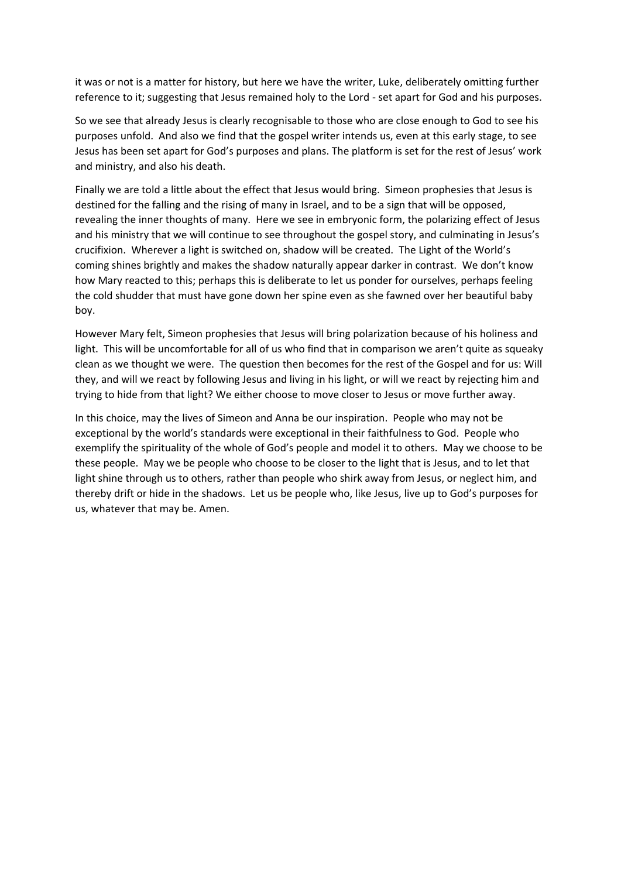it was or not is a matter for history, but here we have the writer, Luke, deliberately omitting further reference to it; suggesting that Jesus remained holy to the Lord - set apart for God and his purposes.

So we see that already Jesus is clearly recognisable to those who are close enough to God to see his purposes unfold. And also we find that the gospel writer intends us, even at this early stage, to see Jesus has been set apart for God's purposes and plans. The platform is set for the rest of Jesus' work and ministry, and also his death.

Finally we are told a little about the effect that Jesus would bring. Simeon prophesies that Jesus is destined for the falling and the rising of many in Israel, and to be a sign that will be opposed, revealing the inner thoughts of many. Here we see in embryonic form, the polarizing effect of Jesus and his ministry that we will continue to see throughout the gospel story, and culminating in Jesus's crucifixion. Wherever a light is switched on, shadow will be created. The Light of the World's coming shines brightly and makes the shadow naturally appear darker in contrast. We don't know how Mary reacted to this; perhaps this is deliberate to let us ponder for ourselves, perhaps feeling the cold shudder that must have gone down her spine even as she fawned over her beautiful baby boy.

However Mary felt, Simeon prophesies that Jesus will bring polarization because of his holiness and light. This will be uncomfortable for all of us who find that in comparison we aren't quite as squeaky clean as we thought we were. The question then becomes for the rest of the Gospel and for us: Will they, and will we react by following Jesus and living in his light, or will we react by rejecting him and trying to hide from that light? We either choose to move closer to Jesus or move further away.

In this choice, may the lives of Simeon and Anna be our inspiration. People who may not be exceptional by the world's standards were exceptional in their faithfulness to God. People who exemplify the spirituality of the whole of God's people and model it to others. May we choose to be these people. May we be people who choose to be closer to the light that is Jesus, and to let that light shine through us to others, rather than people who shirk away from Jesus, or neglect him, and thereby drift or hide in the shadows. Let us be people who, like Jesus, live up to God's purposes for us, whatever that may be. Amen.